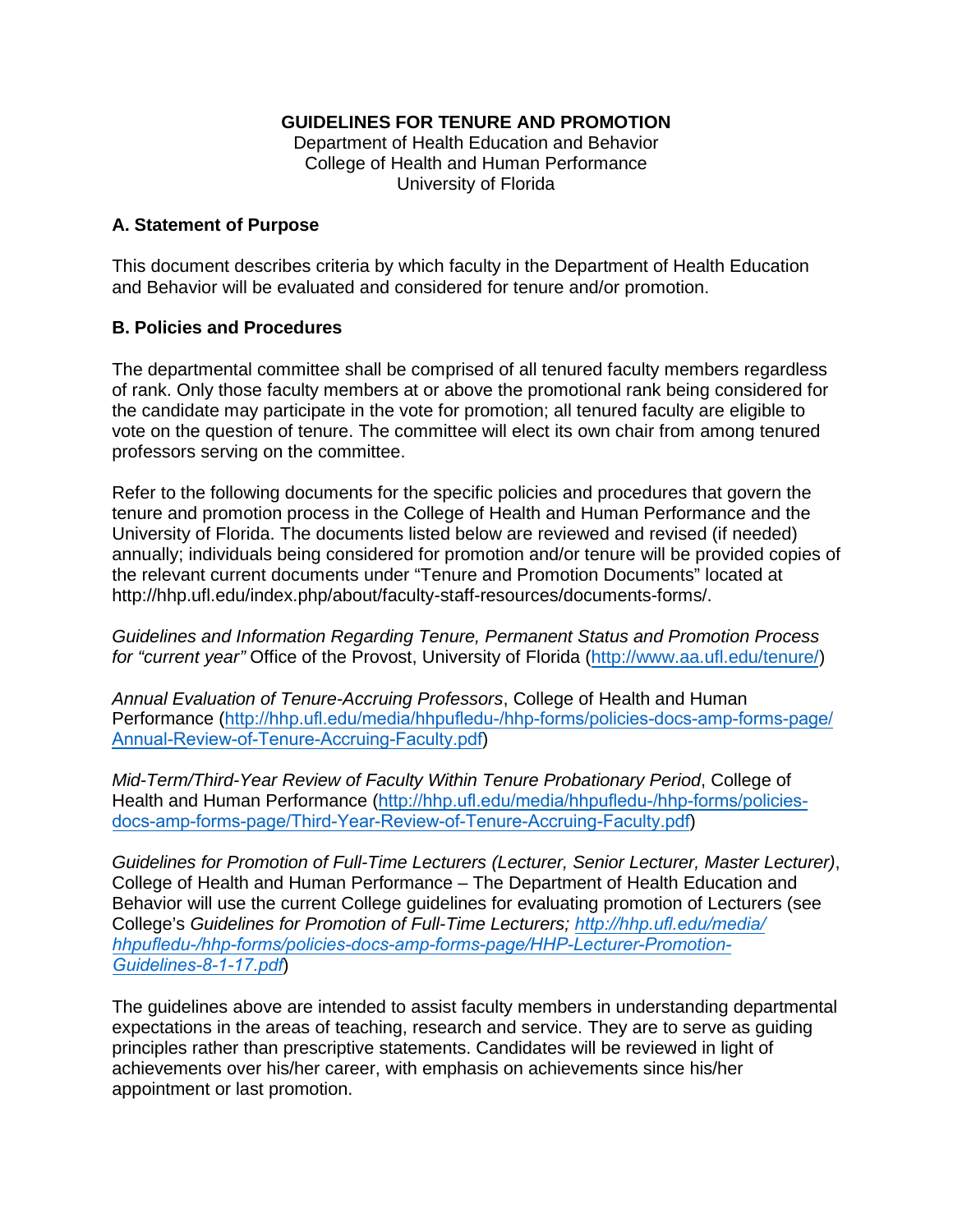# GUIDELINES FOR TENURE AND PROMOTION

Department of Health Education and Behavior
College of Health and Human Performance
University of Florida

## A. Statement of Purpose

This document describes criteria by which faculty in the Department of Health Education and Behavior will be evaluated and considered for tenure and/or promotion.

## B. Policies and Procedures

The departmental committee shall be comprised of all tenured faculty members regardless of rank. Only those faculty members at or above the promotional rank being considered for the candidate may participate in the vote for promotion; all tenured faculty are eligible to vote on the question of tenure. The committee will elect its own chair from among tenured professors serving on the committee.

Refer to the following documents for the specific policies and procedures that govern the tenure and promotion process in the College of Health and Human Performance and the University of Florida. The documents listed below are reviewed and revised (if needed) annually; individuals being considered for promotion and/or tenure will be provided copies of the relevant current documents under "Tenure and Promotion Documents" located at http://hhp.ufl.edu/index.php/about/faculty-staff-resources/documents-forms/.

*Guidelines and Information Regarding Tenure, Permanent Status and Promotion Process for "current year"* Office of the Provost, University of Florida (http://www.aa.ufl.edu/tenure/)

*Annual Evaluation of Tenure-Accruing Professors*, College of Health and Human Performance (http://hhp.ufl.edu/media/hhpufledu-/hhp-forms/policies-docs-amp-forms-page/Annual-Review-of-Tenure-Accruing-Faculty.pdf)

*Mid-Term/Third-Year Review of Faculty Within Tenure Probationary Period*, College of Health and Human Performance (http://hhp.ufl.edu/media/hhpufledu-/hhp-forms/policies-docs-amp-forms-page/Third-Year-Review-of-Tenure-Accruing-Faculty.pdf)

*Guidelines for Promotion of Full-Time Lecturers (Lecturer, Senior Lecturer, Master Lecturer)*, College of Health and Human Performance – The Department of Health Education and Behavior will use the current College guidelines for evaluating promotion of Lecturers (see College's *Guidelines for Promotion of Full-Time Lecturers; http://hhp.ufl.edu/media/hhpufledu-/hhp-forms/policies-docs-amp-forms-page/HHP-Lecturer-Promotion-Guidelines-8-1-17.pdf*)

The guidelines above are intended to assist faculty members in understanding departmental expectations in the areas of teaching, research and service. They are to serve as guiding principles rather than prescriptive statements. Candidates will be reviewed in light of achievements over his/her career, with emphasis on achievements since his/her appointment or last promotion.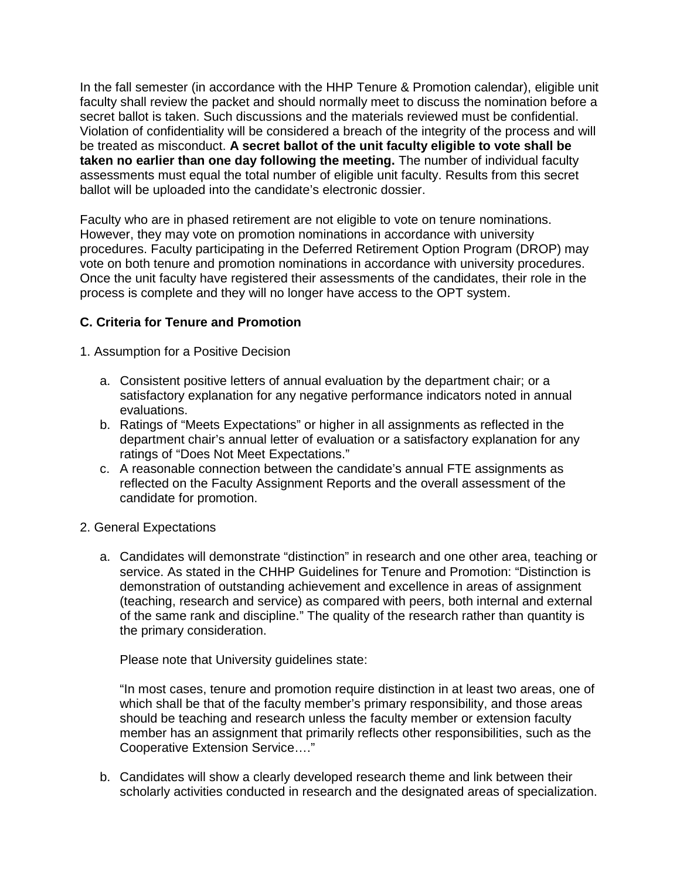In the fall semester (in accordance with the HHP Tenure & Promotion calendar), eligible unit faculty shall review the packet and should normally meet to discuss the nomination before a secret ballot is taken. Such discussions and the materials reviewed must be confidential. Violation of confidentiality will be considered a breach of the integrity of the process and will be treated as misconduct. **A secret ballot of the unit faculty eligible to vote shall be taken no earlier than one day following the meeting.** The number of individual faculty assessments must equal the total number of eligible unit faculty. Results from this secret ballot will be uploaded into the candidate's electronic dossier.

Faculty who are in phased retirement are not eligible to vote on tenure nominations. However, they may vote on promotion nominations in accordance with university procedures. Faculty participating in the Deferred Retirement Option Program (DROP) may vote on both tenure and promotion nominations in accordance with university procedures. Once the unit faculty have registered their assessments of the candidates, their role in the process is complete and they will no longer have access to the OPT system.

### C. Criteria for Tenure and Promotion

1. Assumption for a Positive Decision

   a. Consistent positive letters of annual evaluation by the department chair; or a satisfactory explanation for any negative performance indicators noted in annual evaluations.

   b. Ratings of "Meets Expectations" or higher in all assignments as reflected in the department chair's annual letter of evaluation or a satisfactory explanation for any ratings of "Does Not Meet Expectations."

   c. A reasonable connection between the candidate's annual FTE assignments as reflected on the Faculty Assignment Reports and the overall assessment of the candidate for promotion.

2. General Expectations

   a. Candidates will demonstrate "distinction" in research and one other area, teaching or service. As stated in the CHHP Guidelines for Tenure and Promotion: "Distinction is demonstration of outstanding achievement and excellence in areas of assignment (teaching, research and service) as compared with peers, both internal and external of the same rank and discipline." The quality of the research rather than quantity is the primary consideration.

      Please note that University guidelines state:

      "In most cases, tenure and promotion require distinction in at least two areas, one of which shall be that of the faculty member's primary responsibility, and those areas should be teaching and research unless the faculty member or extension faculty member has an assignment that primarily reflects other responsibilities, such as the Cooperative Extension Service…."

   b. Candidates will show a clearly developed research theme and link between their scholarly activities conducted in research and the designated areas of specialization.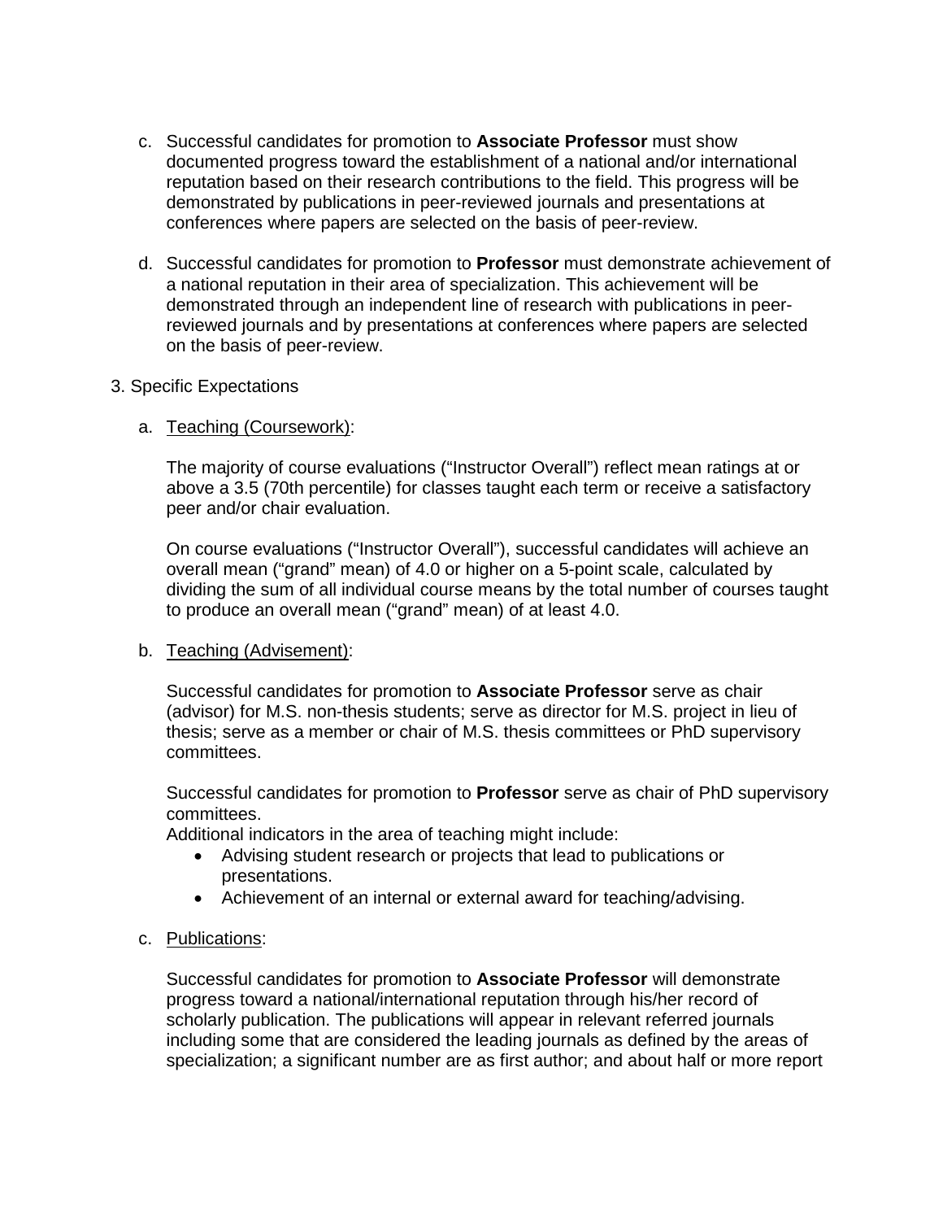c. Successful candidates for promotion to **Associate Professor** must show documented progress toward the establishment of a national and/or international reputation based on their research contributions to the field. This progress will be demonstrated by publications in peer-reviewed journals and presentations at conferences where papers are selected on the basis of peer-review.

d. Successful candidates for promotion to **Professor** must demonstrate achievement of a national reputation in their area of specialization. This achievement will be demonstrated through an independent line of research with publications in peer-reviewed journals and by presentations at conferences where papers are selected on the basis of peer-review.

3. Specific Expectations

a. <u>Teaching (Coursework)</u>:

The majority of course evaluations ("Instructor Overall") reflect mean ratings at or above a 3.5 (70th percentile) for classes taught each term or receive a satisfactory peer and/or chair evaluation.

On course evaluations ("Instructor Overall"), successful candidates will achieve an overall mean ("grand" mean) of 4.0 or higher on a 5-point scale, calculated by dividing the sum of all individual course means by the total number of courses taught to produce an overall mean ("grand" mean) of at least 4.0.

b. <u>Teaching (Advisement)</u>:

Successful candidates for promotion to **Associate Professor** serve as chair (advisor) for M.S. non-thesis students; serve as director for M.S. project in lieu of thesis; serve as a member or chair of M.S. thesis committees or PhD supervisory committees.

Successful candidates for promotion to **Professor** serve as chair of PhD supervisory committees.
Additional indicators in the area of teaching might include:

- Advising student research or projects that lead to publications or presentations.
- Achievement of an internal or external award for teaching/advising.

c. <u>Publications</u>:

Successful candidates for promotion to **Associate Professor** will demonstrate progress toward a national/international reputation through his/her record of scholarly publication. The publications will appear in relevant referred journals including some that are considered the leading journals as defined by the areas of specialization; a significant number are as first author; and about half or more report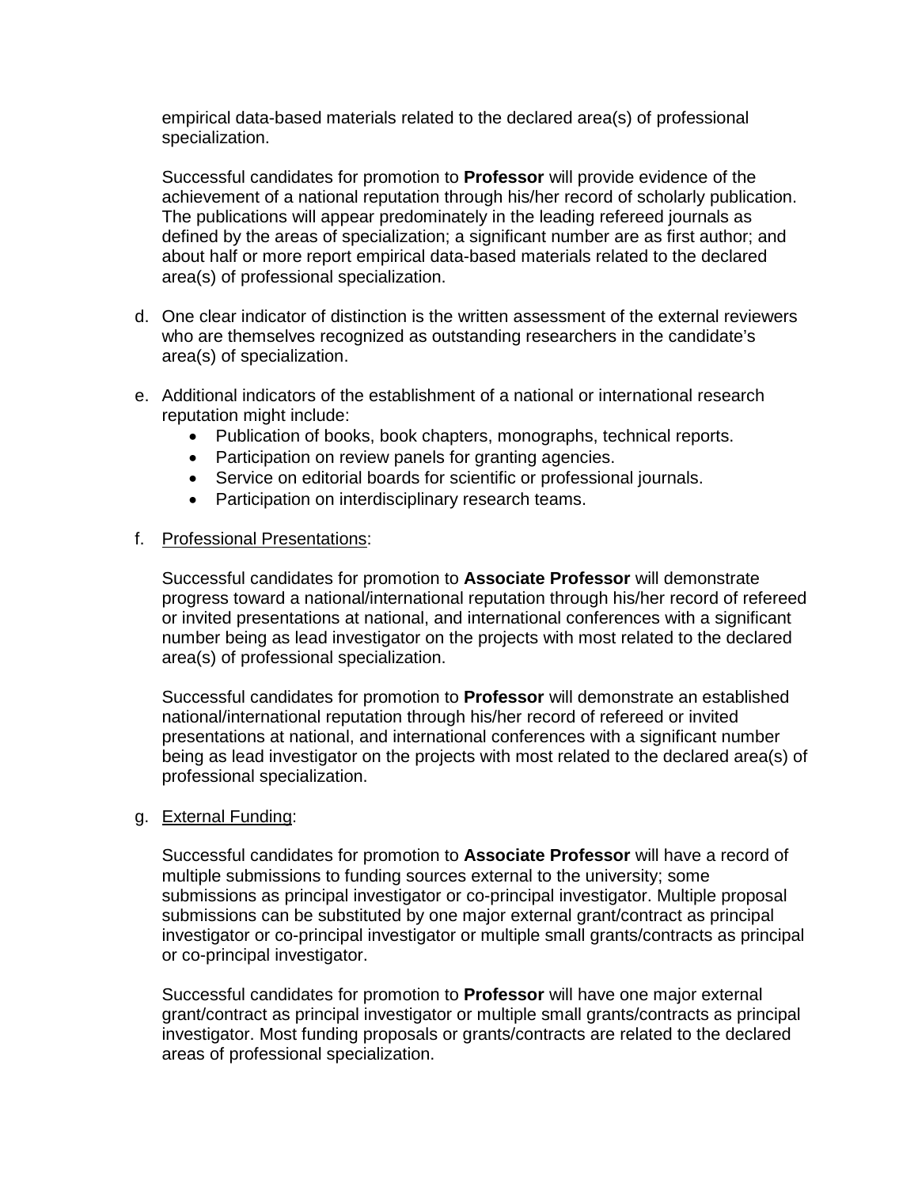empirical data-based materials related to the declared area(s) of professional specialization.

Successful candidates for promotion to **Professor** will provide evidence of the achievement of a national reputation through his/her record of scholarly publication. The publications will appear predominately in the leading refereed journals as defined by the areas of specialization; a significant number are as first author; and about half or more report empirical data-based materials related to the declared area(s) of professional specialization.

d. One clear indicator of distinction is the written assessment of the external reviewers who are themselves recognized as outstanding researchers in the candidate's area(s) of specialization.

e. Additional indicators of the establishment of a national or international research reputation might include:
   - Publication of books, book chapters, monographs, technical reports.
   - Participation on review panels for granting agencies.
   - Service on editorial boards for scientific or professional journals.
   - Participation on interdisciplinary research teams.

f. <u>Professional Presentations</u>:

   Successful candidates for promotion to **Associate Professor** will demonstrate progress toward a national/international reputation through his/her record of refereed or invited presentations at national, and international conferences with a significant number being as lead investigator on the projects with most related to the declared area(s) of professional specialization.

   Successful candidates for promotion to **Professor** will demonstrate an established national/international reputation through his/her record of refereed or invited presentations at national, and international conferences with a significant number being as lead investigator on the projects with most related to the declared area(s) of professional specialization.

g. <u>External Funding</u>:

   Successful candidates for promotion to **Associate Professor** will have a record of multiple submissions to funding sources external to the university; some submissions as principal investigator or co-principal investigator. Multiple proposal submissions can be substituted by one major external grant/contract as principal investigator or co-principal investigator or multiple small grants/contracts as principal or co-principal investigator.

   Successful candidates for promotion to **Professor** will have one major external grant/contract as principal investigator or multiple small grants/contracts as principal investigator. Most funding proposals or grants/contracts are related to the declared areas of professional specialization.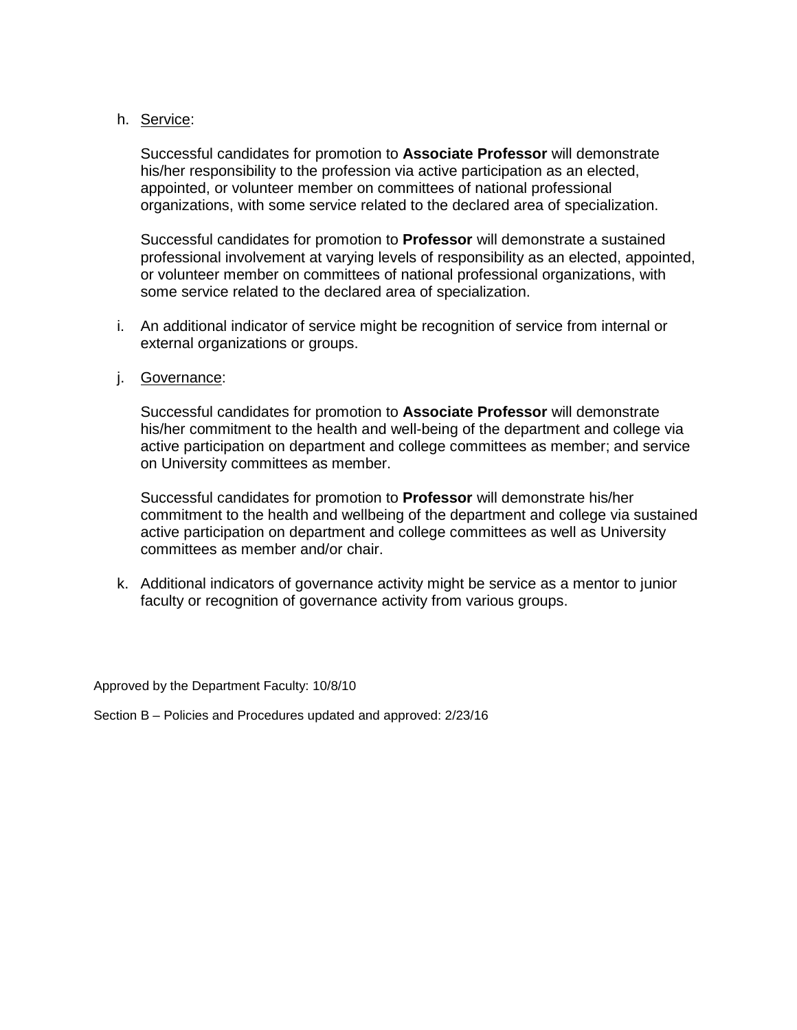h. Service:

   Successful candidates for promotion to **Associate Professor** will demonstrate his/her responsibility to the profession via active participation as an elected, appointed, or volunteer member on committees of national professional organizations, with some service related to the declared area of specialization.

   Successful candidates for promotion to **Professor** will demonstrate a sustained professional involvement at varying levels of responsibility as an elected, appointed, or volunteer member on committees of national professional organizations, with some service related to the declared area of specialization.

i. An additional indicator of service might be recognition of service from internal or external organizations or groups.

j. Governance:

   Successful candidates for promotion to **Associate Professor** will demonstrate his/her commitment to the health and well-being of the department and college via active participation on department and college committees as member; and service on University committees as member.

   Successful candidates for promotion to **Professor** will demonstrate his/her commitment to the health and wellbeing of the department and college via sustained active participation on department and college committees as well as University committees as member and/or chair.

k. Additional indicators of governance activity might be service as a mentor to junior faculty or recognition of governance activity from various groups.

Approved by the Department Faculty: 10/8/10

Section B – Policies and Procedures updated and approved: 2/23/16